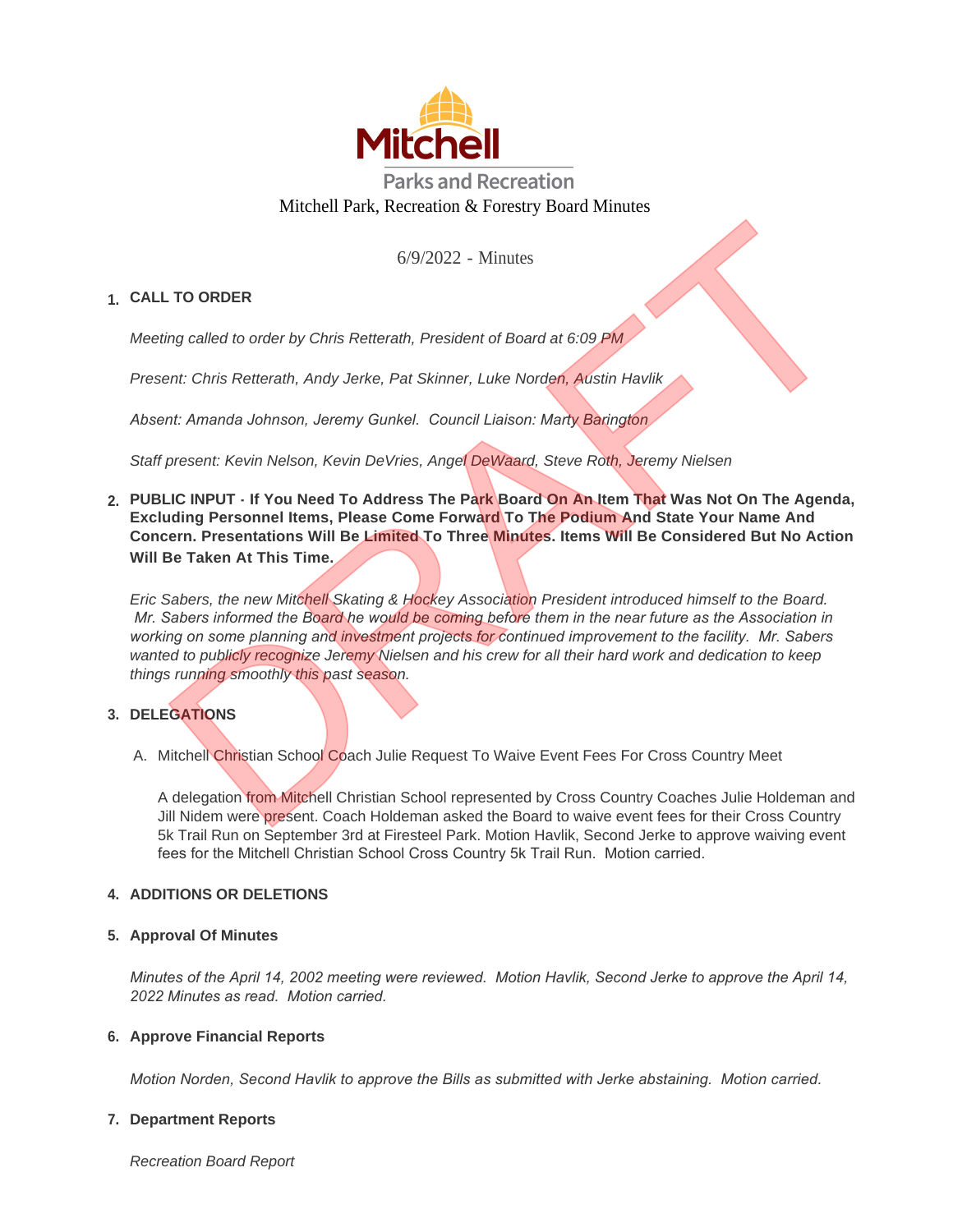Mitchell

Parks and Recreation

# Mitchell Park, Recreation & Forestry Board Minutes

6/9/2022 - Minutes

## 1. CALL TO ORDER

*Meeting called to order by Chris Retterath, President of Board at 6:09 PM*

*Present: Chris Retterath, Andy Jerke, Pat Skinner, Luke Norden, Austin Havlik*

*Absent: Amanda Johnson, Jeremy Gunkel. Council Liaison: Marty Barington*

*Staff present: Kevin Nelson, Kevin DeVries, Angel DeWaard, Steve Roth, Jeremy Nielsen*

## 2. PUBLIC INPUT - If You Need To Address The Park Board On An Item That Was Not On The Agenda, Excluding Personnel Items, Please Come Forward To The Podium And State Your Name And Concern. Presentations Will Be Limited To Three Minutes. Items Will Be Considered But No Action Will Be Taken At This Time.

*Eric Sabers, the new Mitchell Skating & Hockey Association President introduced himself to the Board. Mr. Sabers informed the Board he would be coming before them in the near future as the Association in working on some planning and investment projects for continued improvement to the facility. Mr. Sabers wanted to publicly recognize Jeremy Nielsen and his crew for all their hard work and dedication to keep things running smoothly this past season.*

## 3. DELEGATIONS

A. Mitchell Christian School Coach Julie Request To Waive Event Fees For Cross Country Meet

A delegation from Mitchell Christian School represented by Cross Country Coaches Julie Holdeman and Jill Nidem were present. Coach Holdeman asked the Board to waive event fees for their Cross Country 5k Trail Run on September 3rd at Firesteel Park. Motion Havlik, Second Jerke to approve waiving event fees for the Mitchell Christian School Cross Country 5k Trail Run. Motion carried.

## 4. ADDITIONS OR DELETIONS

## 5. Approval Of Minutes

*Minutes of the April 14, 2002 meeting were reviewed. Motion Havlik, Second Jerke to approve the April 14, 2022 Minutes as read. Motion carried.*

## 6. Approve Financial Reports

*Motion Norden, Second Havlik to approve the Bills as submitted with Jerke abstaining. Motion carried.*

## 7. Department Reports

*Recreation Board Report*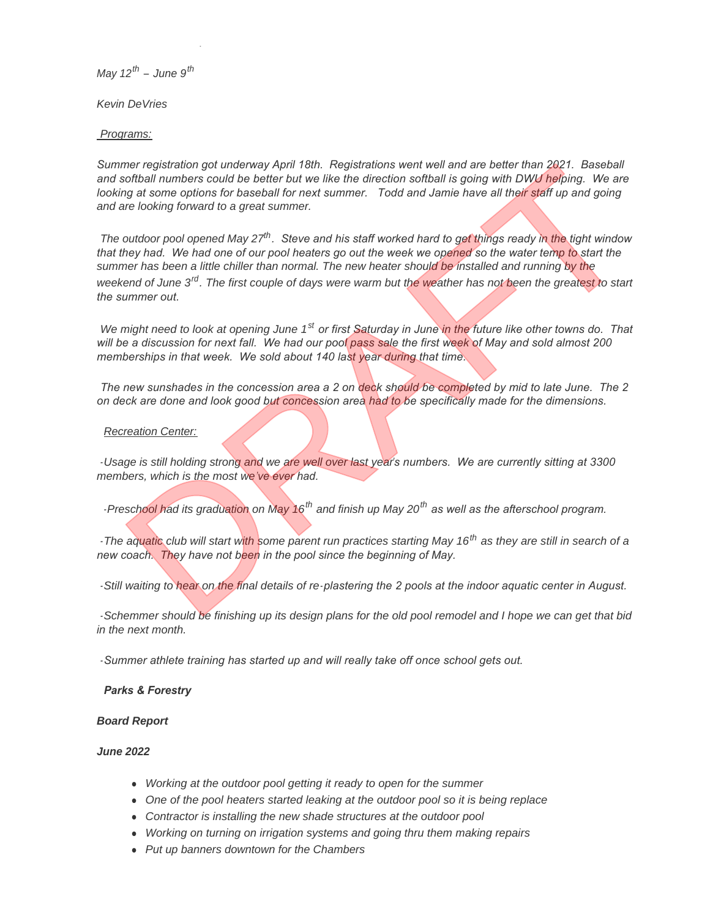*May 12th – June 9th*

*Kevin DeVries*

*Programs:*

*Summer registration got underway April 18th. Registrations went well and are better than 2021. Baseball and softball numbers could be better but we like the direction softball is going with DWU helping. We are looking at some options for baseball for next summer. Todd and Jamie have all their staff up and going and are looking forward to a great summer.*

*The outdoor pool opened May 27th. Steve and his staff worked hard to get things ready in the tight window that they had. We had one of our pool heaters go out the week we opened so the water temp to start the summer has been a little chiller than normal. The new heater should be installed and running by the weekend of June 3rd. The first couple of days were warm but the weather has not been the greatest to start the summer out.*

*We might need to look at opening June 1st or first Saturday in June in the future like other towns do. That will be a discussion for next fall. We had our pool pass sale the first week of May and sold almost 200 memberships in that week. We sold about 140 last year during that time.*

*The new sunshades in the concession area a 2 on deck should be completed by mid to late June. The 2 on deck are done and look good but concession area had to be specifically made for the dimensions.*

*Recreation Center:*

*-Usage is still holding strong and we are well over last year's numbers. We are currently sitting at 3300 members, which is the most we've ever had.*

*-Preschool had its graduation on May 16th and finish up May 20th as well as the afterschool program.*

*-The aquatic club will start with some parent run practices starting May 16th as they are still in search of a new coach. They have not been in the pool since the beginning of May.*

*-Still waiting to hear on the final details of re-plastering the 2 pools at the indoor aquatic center in August.*

*-Schemmer should be finishing up its design plans for the old pool remodel and I hope we can get that bid in the next month.*

*-Summer athlete training has started up and will really take off once school gets out.*

***Parks & Forestry***

***Board Report***

***June 2022***

- *Working at the outdoor pool getting it ready to open for the summer*
- *One of the pool heaters started leaking at the outdoor pool so it is being replace*
- *Contractor is installing the new shade structures at the outdoor pool*
- *Working on turning on irrigation systems and going thru them making repairs*
- *Put up banners downtown for the Chambers*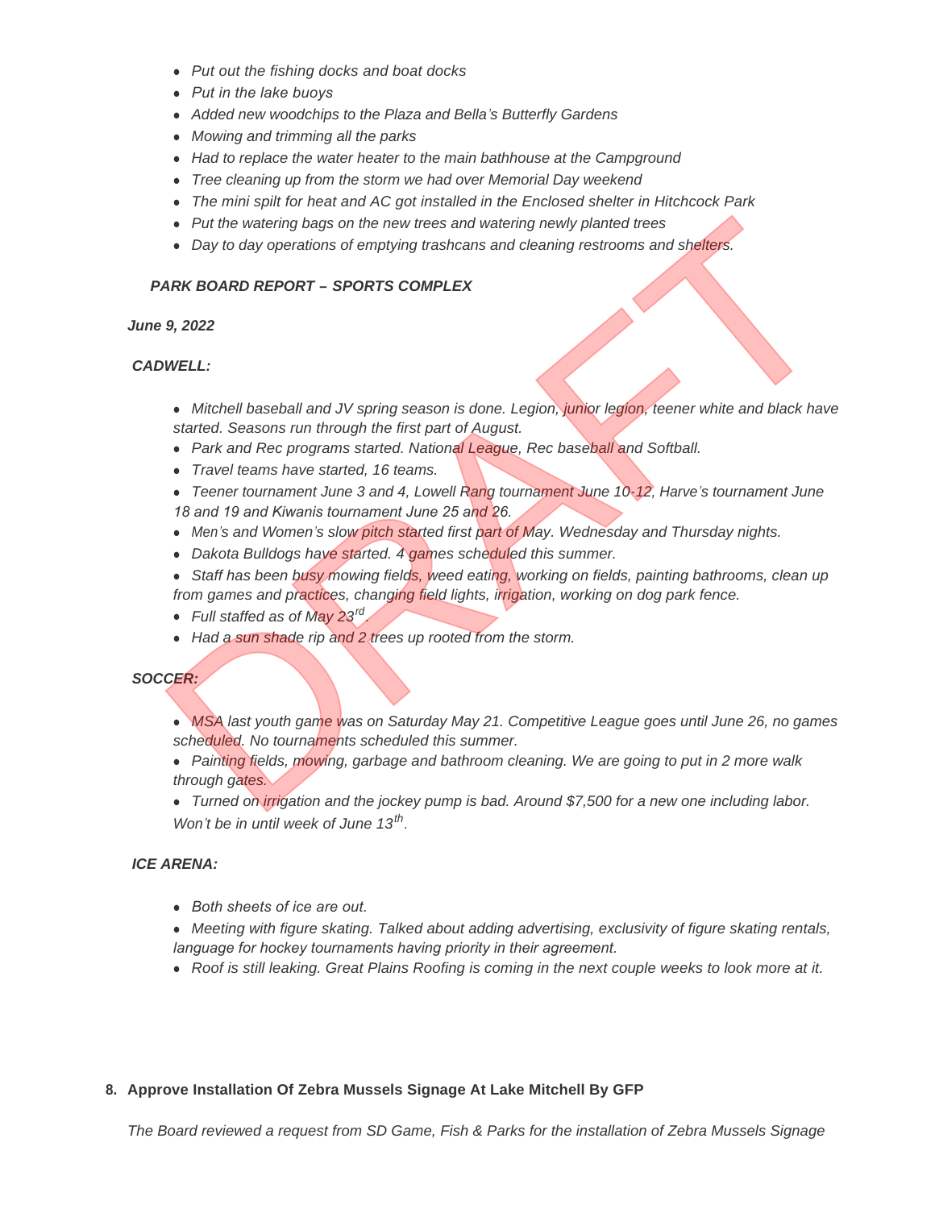- *Put out the fishing docks and boat docks*
- *Put in the lake buoys*
- *Added new woodchips to the Plaza and Bella's Butterfly Gardens*
- *Mowing and trimming all the parks*
- *Had to replace the water heater to the main bathhouse at the Campground*
- *Tree cleaning up from the storm we had over Memorial Day weekend*
- *The mini spilt for heat and AC got installed in the Enclosed shelter in Hitchcock Park*
- *Put the watering bags on the new trees and watering newly planted trees*
- *Day to day operations of emptying trashcans and cleaning restrooms and shelters.*

***PARK BOARD REPORT – SPORTS COMPLEX***

***June 9, 2022***

***CADWELL:***

- *Mitchell baseball and JV spring season is done. Legion, junior legion, teener white and black have started. Seasons run through the first part of August.*
- *Park and Rec programs started. National League, Rec baseball and Softball.*
- *Travel teams have started, 16 teams.*
- *Teener tournament June 3 and 4, Lowell Rang tournament June 10-12, Harve's tournament June 18 and 19 and Kiwanis tournament June 25 and 26.*
- *Men's and Women's slow pitch started first part of May. Wednesday and Thursday nights.*
- *Dakota Bulldogs have started. 4 games scheduled this summer.*
- *Staff has been busy mowing fields, weed eating, working on fields, painting bathrooms, clean up from games and practices, changing field lights, irrigation, working on dog park fence.*
- *Full staffed as of May 23rd.*
- *Had a sun shade rip and 2 trees up rooted from the storm.*

***SOCCER:***

- *MSA last youth game was on Saturday May 21. Competitive League goes until June 26, no games scheduled. No tournaments scheduled this summer.*
- *Painting fields, mowing, garbage and bathroom cleaning. We are going to put in 2 more walk through gates.*
- *Turned on irrigation and the jockey pump is bad. Around $7,500 for a new one including labor. Won't be in until week of June 13th.*

***ICE ARENA:***

- *Both sheets of ice are out.*
- *Meeting with figure skating. Talked about adding advertising, exclusivity of figure skating rentals, language for hockey tournaments having priority in their agreement.*
- *Roof is still leaking. Great Plains Roofing is coming in the next couple weeks to look more at it.*

**8. Approve Installation Of Zebra Mussels Signage At Lake Mitchell By GFP**

*The Board reviewed a request from SD Game, Fish & Parks for the installation of Zebra Mussels Signage*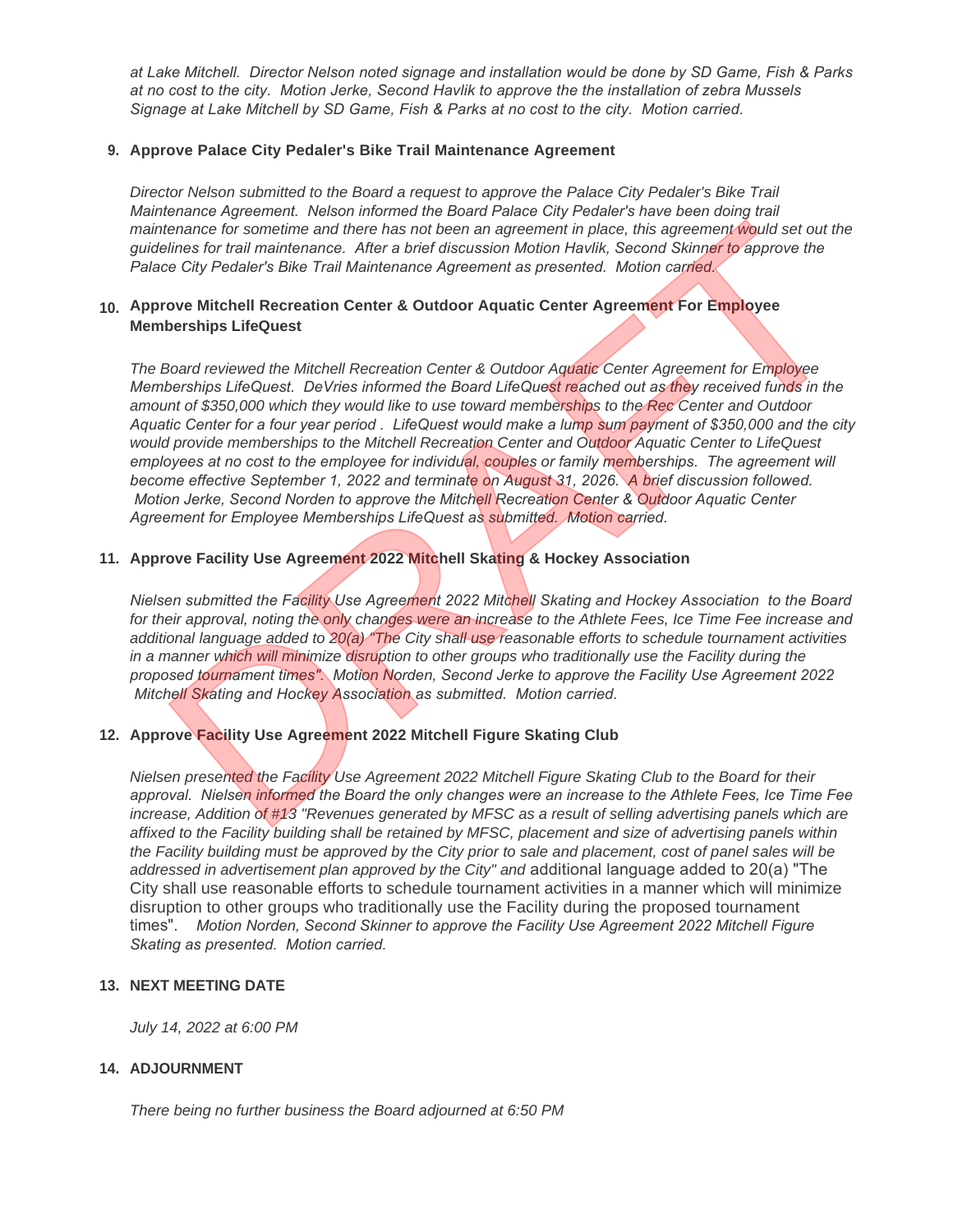*at Lake Mitchell. Director Nelson noted signage and installation would be done by SD Game, Fish & Parks at no cost to the city. Motion Jerke, Second Havlik to approve the the installation of zebra Mussels Signage at Lake Mitchell by SD Game, Fish & Parks at no cost to the city. Motion carried.*

**9. Approve Palace City Pedaler's Bike Trail Maintenance Agreement**

*Director Nelson submitted to the Board a request to approve the Palace City Pedaler's Bike Trail Maintenance Agreement. Nelson informed the Board Palace City Pedaler's have been doing trail maintenance for sometime and there has not been an agreement in place, this agreement would set out the guidelines for trail maintenance. After a brief discussion Motion Havlik, Second Skinner to approve the Palace City Pedaler's Bike Trail Maintenance Agreement as presented. Motion carried.*

**10. Approve Mitchell Recreation Center & Outdoor Aquatic Center Agreement For Employee Memberships LifeQuest**

*The Board reviewed the Mitchell Recreation Center & Outdoor Aquatic Center Agreement for Employee Memberships LifeQuest. DeVries informed the Board LifeQuest reached out as they received funds in the amount of $350,000 which they would like to use toward memberships to the Rec Center and Outdoor Aquatic Center for a four year period . LifeQuest would make a lump sum payment of $350,000 and the city would provide memberships to the Mitchell Recreation Center and Outdoor Aquatic Center to LifeQuest employees at no cost to the employee for individual, couples or family memberships. The agreement will become effective September 1, 2022 and terminate on August 31, 2026. A brief discussion followed. Motion Jerke, Second Norden to approve the Mitchell Recreation Center & Outdoor Aquatic Center Agreement for Employee Memberships LifeQuest as submitted. Motion carried.*

**11. Approve Facility Use Agreement 2022 Mitchell Skating & Hockey Association**

*Nielsen submitted the Facility Use Agreement 2022 Mitchell Skating and Hockey Association to the Board for their approval, noting the only changes were an increase to the Athlete Fees, Ice Time Fee increase and additional language added to 20(a) "The City shall use reasonable efforts to schedule tournament activities in a manner which will minimize disruption to other groups who traditionally use the Facility during the proposed tournament times". Motion Norden, Second Jerke to approve the Facility Use Agreement 2022 Mitchell Skating and Hockey Association as submitted. Motion carried.*

**12. Approve Facility Use Agreement 2022 Mitchell Figure Skating Club**

*Nielsen presented the Facility Use Agreement 2022 Mitchell Figure Skating Club to the Board for their approval. Nielsen informed the Board the only changes were an increase to the Athlete Fees, Ice Time Fee increase, Addition of #13 "Revenues generated by MFSC as a result of selling advertising panels which are affixed to the Facility building shall be retained by MFSC, placement and size of advertising panels within the Facility building must be approved by the City prior to sale and placement, cost of panel sales will be addressed in advertisement plan approved by the City" and* additional language added to 20(a) "The City shall use reasonable efforts to schedule tournament activities in a manner which will minimize disruption to other groups who traditionally use the Facility during the proposed tournament times". *Motion Norden, Second Skinner to approve the Facility Use Agreement 2022 Mitchell Figure Skating as presented. Motion carried.*

**13. NEXT MEETING DATE**

*July 14, 2022 at 6:00 PM*

**14. ADJOURNMENT**

*There being no further business the Board adjourned at 6:50 PM*